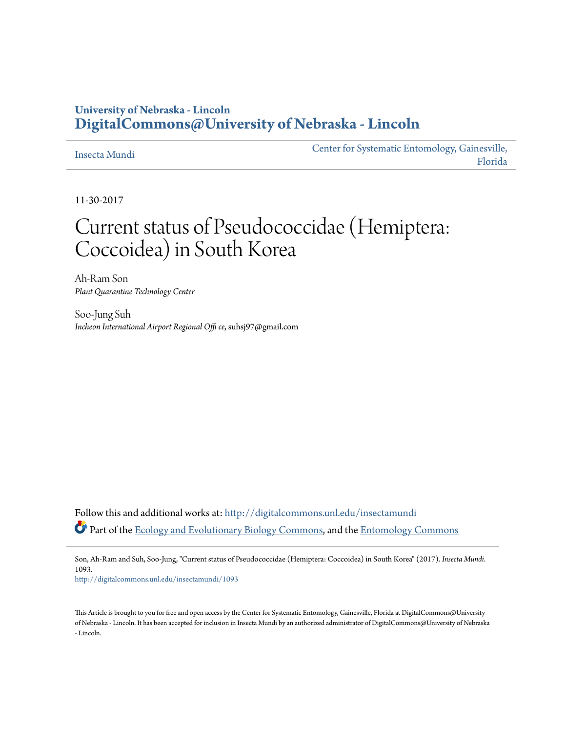# University of Nebraska - Lincoln
# DigitalCommons@University of Nebraska - Lincoln

Insecta Mundi | Center for Systematic Entomology, Gainesville, Florida

11-30-2017

# Current status of Pseudococcidae (Hemiptera: Coccoidea) in South Korea

Ah-Ram Son
*Plant Quarantine Technology Center*

Soo-Jung Suh
*Incheon International Airport Regional Office*, suhsj97@gmail.com

Follow this and additional works at: http://digitalcommons.unl.edu/insectamundi

Part of the Ecology and Evolutionary Biology Commons, and the Entomology Commons

Son, Ah-Ram and Suh, Soo-Jung, "Current status of Pseudococcidae (Hemiptera: Coccoidea) in South Korea" (2017). *Insecta Mundi*. 1093.
http://digitalcommons.unl.edu/insectamundi/1093

This Article is brought to you for free and open access by the Center for Systematic Entomology, Gainesville, Florida at DigitalCommons@University of Nebraska - Lincoln. It has been accepted for inclusion in Insecta Mundi by an authorized administrator of DigitalCommons@University of Nebraska - Lincoln.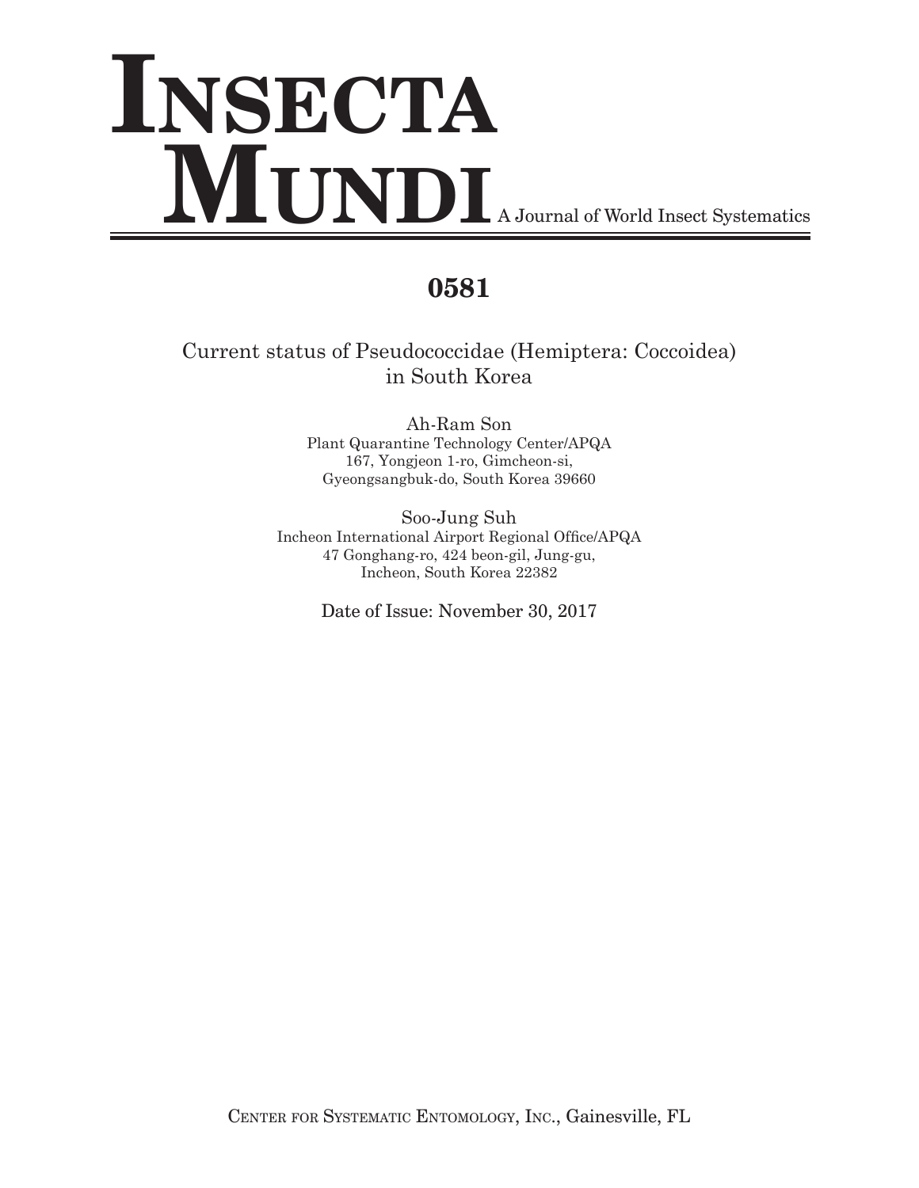# INSECTA MUNDI A Journal of World Insect Systematics

# 0581

## Current status of Pseudococcidae (Hemiptera: Coccoidea) in South Korea

Ah-Ram Son
Plant Quarantine Technology Center/APQA
167, Yongjeon 1-ro, Gimcheon-si,
Gyeongsangbuk-do, South Korea 39660

Soo-Jung Suh
Incheon International Airport Regional Office/APQA
47 Gonghang-ro, 424 beon-gil, Jung-gu,
Incheon, South Korea 22382

Date of Issue: November 30, 2017

CENTER FOR SYSTEMATIC ENTOMOLOGY, INC., Gainesville, FL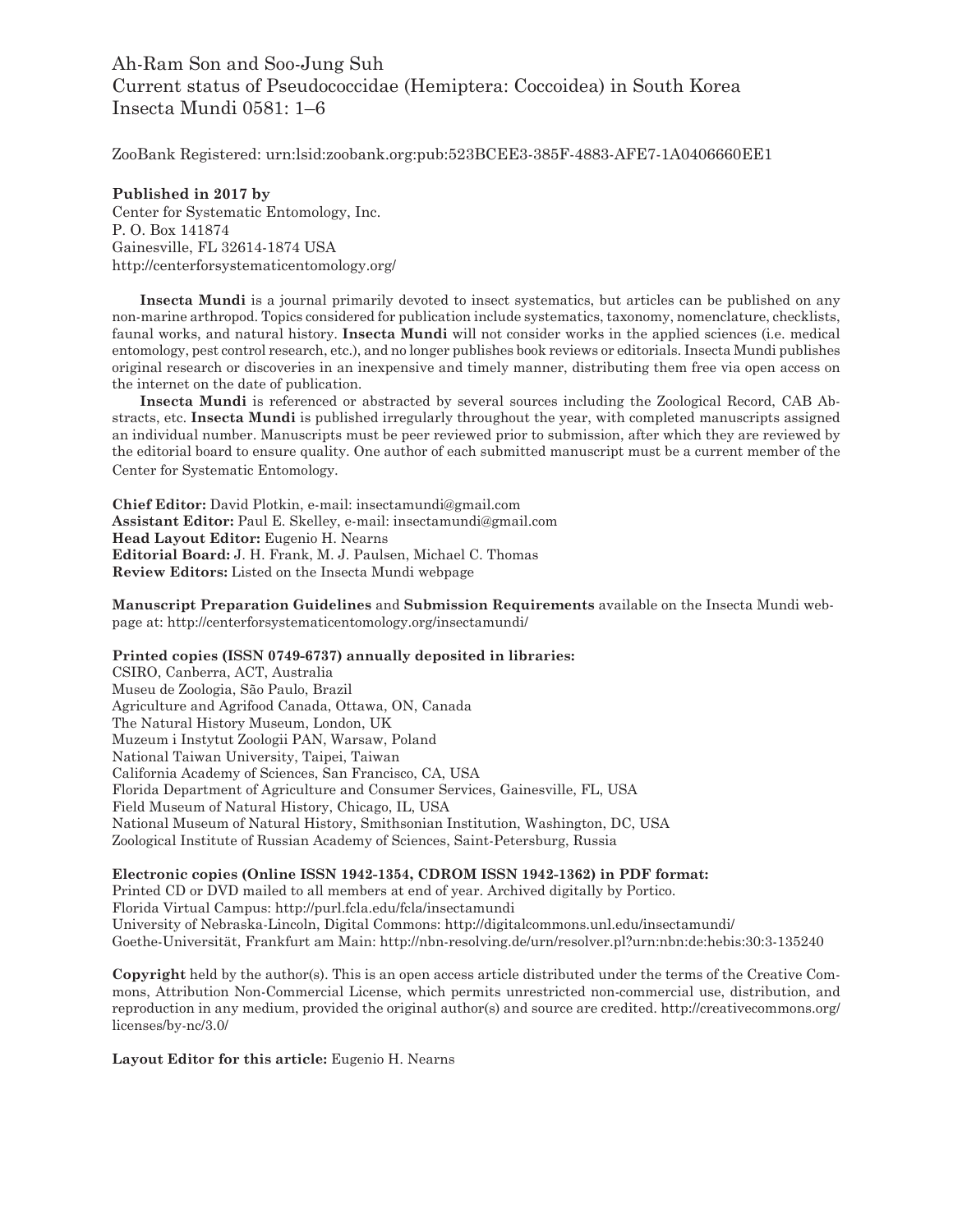Ah-Ram Son and Soo-Jung Suh
Current status of Pseudococcidae (Hemiptera: Coccoidea) in South Korea
Insecta Mundi 0581: 1–6

ZooBank Registered: urn:lsid:zoobank.org:pub:523BCEE3-385F-4883-AFE7-1A0406660EE1

**Published in 2017 by**
Center for Systematic Entomology, Inc.
P. O. Box 141874
Gainesville, FL 32614-1874 USA
http://centerforsystematicentomology.org/

**Insecta Mundi** is a journal primarily devoted to insect systematics, but articles can be published on any non-marine arthropod. Topics considered for publication include systematics, taxonomy, nomenclature, checklists, faunal works, and natural history. **Insecta Mundi** will not consider works in the applied sciences (i.e. medical entomology, pest control research, etc.), and no longer publishes book reviews or editorials. Insecta Mundi publishes original research or discoveries in an inexpensive and timely manner, distributing them free via open access on the internet on the date of publication.

**Insecta Mundi** is referenced or abstracted by several sources including the Zoological Record, CAB Abstracts, etc. **Insecta Mundi** is published irregularly throughout the year, with completed manuscripts assigned an individual number. Manuscripts must be peer reviewed prior to submission, after which they are reviewed by the editorial board to ensure quality. One author of each submitted manuscript must be a current member of the Center for Systematic Entomology.

**Chief Editor:** David Plotkin, e-mail: insectamundi@gmail.com
**Assistant Editor:** Paul E. Skelley, e-mail: insectamundi@gmail.com
**Head Layout Editor:** Eugenio H. Nearns
**Editorial Board:** J. H. Frank, M. J. Paulsen, Michael C. Thomas
**Review Editors:** Listed on the Insecta Mundi webpage

**Manuscript Preparation Guidelines** and **Submission Requirements** available on the Insecta Mundi webpage at: http://centerforsystematicentomology.org/insectamundi/

**Printed copies (ISSN 0749-6737) annually deposited in libraries:**
CSIRO, Canberra, ACT, Australia
Museu de Zoologia, São Paulo, Brazil
Agriculture and Agrifood Canada, Ottawa, ON, Canada
The Natural History Museum, London, UK
Muzeum i Instytut Zoologii PAN, Warsaw, Poland
National Taiwan University, Taipei, Taiwan
California Academy of Sciences, San Francisco, CA, USA
Florida Department of Agriculture and Consumer Services, Gainesville, FL, USA
Field Museum of Natural History, Chicago, IL, USA
National Museum of Natural History, Smithsonian Institution, Washington, DC, USA
Zoological Institute of Russian Academy of Sciences, Saint-Petersburg, Russia

**Electronic copies (Online ISSN 1942-1354, CDROM ISSN 1942-1362) in PDF format:**
Printed CD or DVD mailed to all members at end of year. Archived digitally by Portico.
Florida Virtual Campus: http://purl.fcla.edu/fcla/insectamundi
University of Nebraska-Lincoln, Digital Commons: http://digitalcommons.unl.edu/insectamundi/
Goethe-Universität, Frankfurt am Main: http://nbn-resolving.de/urn/resolver.pl?urn:nbn:de:hebis:30:3-135240

**Copyright** held by the author(s). This is an open access article distributed under the terms of the Creative Commons, Attribution Non-Commercial License, which permits unrestricted non-commercial use, distribution, and reproduction in any medium, provided the original author(s) and source are credited. http://creativecommons.org/licenses/by-nc/3.0/

**Layout Editor for this article:** Eugenio H. Nearns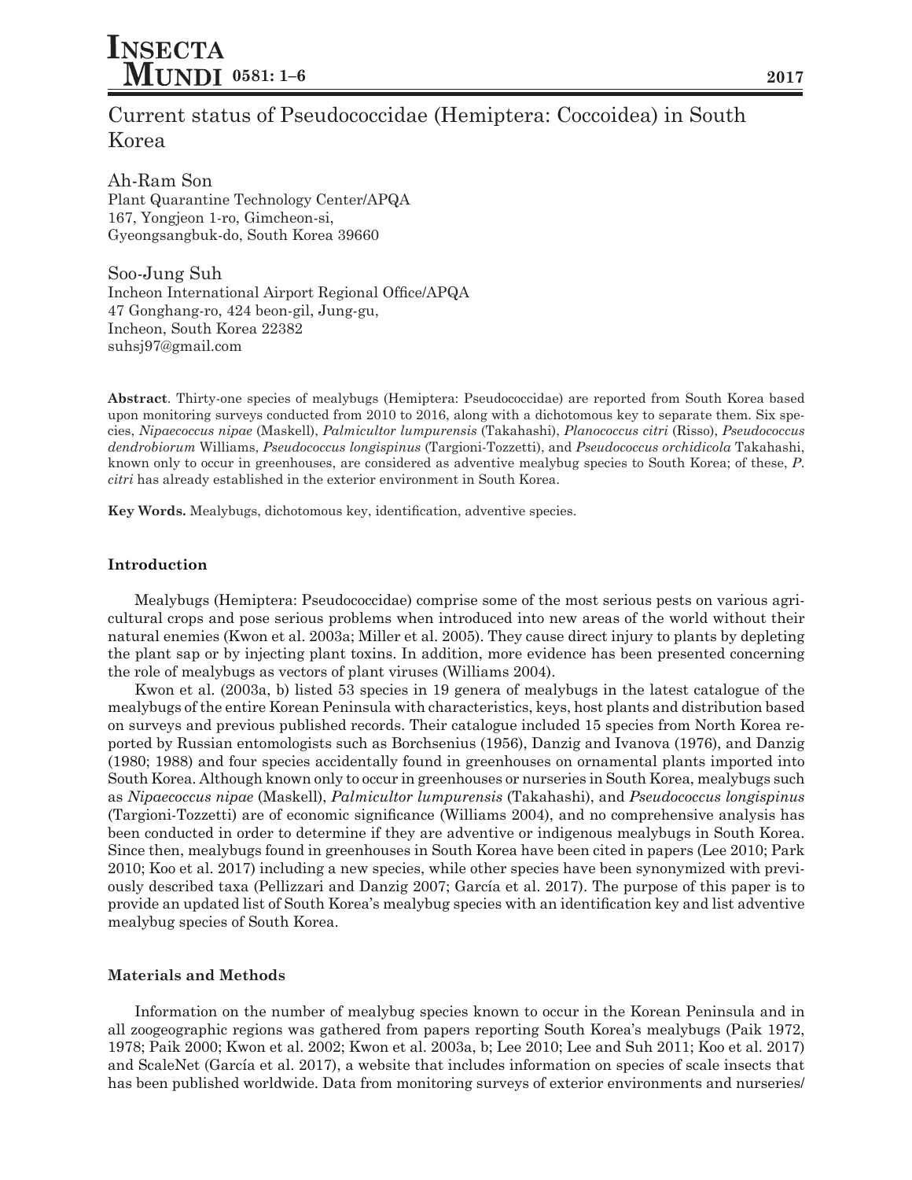# Current status of Pseudococcidae (Hemiptera: Coccoidea) in South Korea

Ah-Ram Son
Plant Quarantine Technology Center/APQA
167, Yongjeon 1-ro, Gimcheon-si,
Gyeongsangbuk-do, South Korea 39660

Soo-Jung Suh
Incheon International Airport Regional Office/APQA
47 Gonghang-ro, 424 beon-gil, Jung-gu,
Incheon, South Korea 22382
suhsj97@gmail.com

**Abstract**. Thirty-one species of mealybugs (Hemiptera: Pseudococcidae) are reported from South Korea based upon monitoring surveys conducted from 2010 to 2016, along with a dichotomous key to separate them. Six species, *Nipaecoccus nipae* (Maskell), *Palmicultor lumpurensis* (Takahashi), *Planococcus citri* (Risso), *Pseudococcus dendrobiorum* Williams, *Pseudococcus longispinus* (Targioni-Tozzetti), and *Pseudococcus orchidicola* Takahashi, known only to occur in greenhouses, are considered as adventive mealybug species to South Korea; of these, *P. citri* has already established in the exterior environment in South Korea.

**Key Words.** Mealybugs, dichotomous key, identification, adventive species.

## Introduction

Mealybugs (Hemiptera: Pseudococcidae) comprise some of the most serious pests on various agricultural crops and pose serious problems when introduced into new areas of the world without their natural enemies (Kwon et al. 2003a; Miller et al. 2005). They cause direct injury to plants by depleting the plant sap or by injecting plant toxins. In addition, more evidence has been presented concerning the role of mealybugs as vectors of plant viruses (Williams 2004).

Kwon et al. (2003a, b) listed 53 species in 19 genera of mealybugs in the latest catalogue of the mealybugs of the entire Korean Peninsula with characteristics, keys, host plants and distribution based on surveys and previous published records. Their catalogue included 15 species from North Korea reported by Russian entomologists such as Borchsenius (1956), Danzig and Ivanova (1976), and Danzig (1980; 1988) and four species accidentally found in greenhouses on ornamental plants imported into South Korea. Although known only to occur in greenhouses or nurseries in South Korea, mealybugs such as *Nipaecoccus nipae* (Maskell), *Palmicultor lumpurensis* (Takahashi), and *Pseudococcus longispinus* (Targioni-Tozzetti) are of economic significance (Williams 2004), and no comprehensive analysis has been conducted in order to determine if they are adventive or indigenous mealybugs in South Korea. Since then, mealybugs found in greenhouses in South Korea have been cited in papers (Lee 2010; Park 2010; Koo et al. 2017) including a new species, while other species have been synonymized with previously described taxa (Pellizzari and Danzig 2007; García et al. 2017). The purpose of this paper is to provide an updated list of South Korea's mealybug species with an identification key and list adventive mealybug species of South Korea.

## Materials and Methods

Information on the number of mealybug species known to occur in the Korean Peninsula and in all zoogeographic regions was gathered from papers reporting South Korea's mealybugs (Paik 1972, 1978; Paik 2000; Kwon et al. 2002; Kwon et al. 2003a, b; Lee 2010; Lee and Suh 2011; Koo et al. 2017) and ScaleNet (García et al. 2017), a website that includes information on species of scale insects that has been published worldwide. Data from monitoring surveys of exterior environments and nurseries/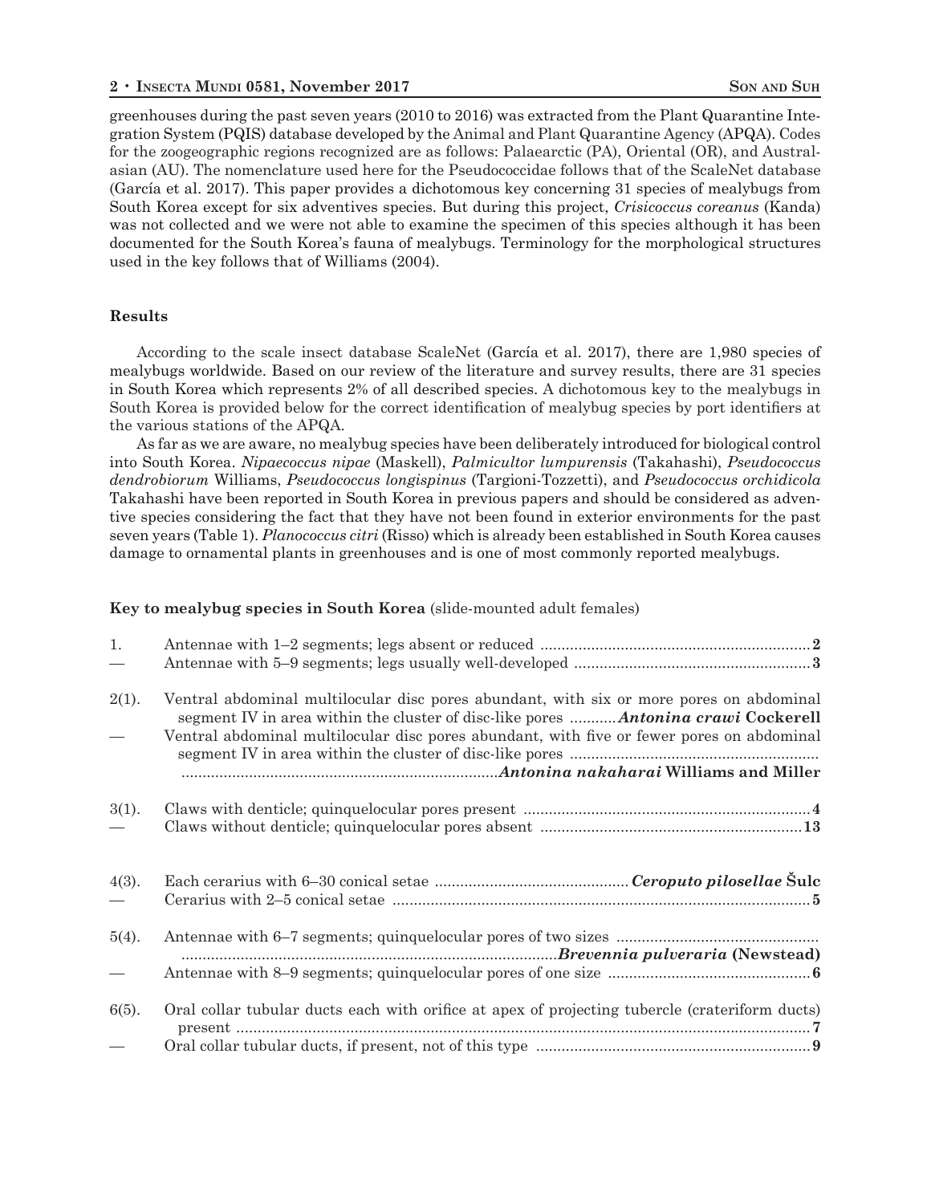greenhouses during the past seven years (2010 to 2016) was extracted from the Plant Quarantine Integration System (PQIS) database developed by the Animal and Plant Quarantine Agency (APQA). Codes for the zoogeographic regions recognized are as follows: Palaearctic (PA), Oriental (OR), and Australasian (AU). The nomenclature used here for the Pseudococcidae follows that of the ScaleNet database (García et al. 2017). This paper provides a dichotomous key concerning 31 species of mealybugs from South Korea except for six adventives species. But during this project, *Crisicoccus coreanus* (Kanda) was not collected and we were not able to examine the specimen of this species although it has been documented for the South Korea's fauna of mealybugs. Terminology for the morphological structures used in the key follows that of Williams (2004).

## Results

According to the scale insect database ScaleNet (García et al. 2017), there are 1,980 species of mealybugs worldwide. Based on our review of the literature and survey results, there are 31 species in South Korea which represents 2% of all described species. A dichotomous key to the mealybugs in South Korea is provided below for the correct identification of mealybug species by port identifiers at the various stations of the APQA.

As far as we are aware, no mealybug species have been deliberately introduced for biological control into South Korea. *Nipaecoccus nipae* (Maskell), *Palmicultor lumpurensis* (Takahashi), *Pseudococcus dendrobiorum* Williams, *Pseudococcus longispinus* (Targioni-Tozzetti), and *Pseudococcus orchidicola* Takahashi have been reported in South Korea in previous papers and should be considered as adventive species considering the fact that they have not been found in exterior environments for the past seven years (Table 1). *Planococcus citri* (Risso) which is already been established in South Korea causes damage to ornamental plants in greenhouses and is one of most commonly reported mealybugs.

**Key to mealybug species in South Korea** (slide-mounted adult females)

1. Antennae with 1–2 segments; legs absent or reduced .......... **2**
— Antennae with 5–9 segments; legs usually well-developed .......... **3**

2(1). Ventral abdominal multilocular disc pores abundant, with six or more pores on abdominal segment IV in area within the cluster of disc-like pores .......... ***Antonina crawi* Cockerell**
— Ventral abdominal multilocular disc pores abundant, with five or fewer pores on abdominal segment IV in area within the cluster of disc-like pores .......... ***Antonina nakaharai* Williams and Miller**

3(1). Claws with denticle; quinquelocular pores present .......... **4**
— Claws without denticle; quinquelocular pores absent .......... **13**

4(3). Each cerarius with 6–30 conical setae .......... ***Ceroputo pilosellae* Šulc**
— Cerarius with 2–5 conical setae .......... **5**

5(4). Antennae with 6–7 segments; quinquelocular pores of two sizes .......... ***Brevennia pulveraria* (Newstead)**
— Antennae with 8–9 segments; quinquelocular pores of one size .......... **6**

6(5). Oral collar tubular ducts each with orifice at apex of projecting tubercle (crateriform ducts) present .......... **7**
— Oral collar tubular ducts, if present, not of this type .......... **9**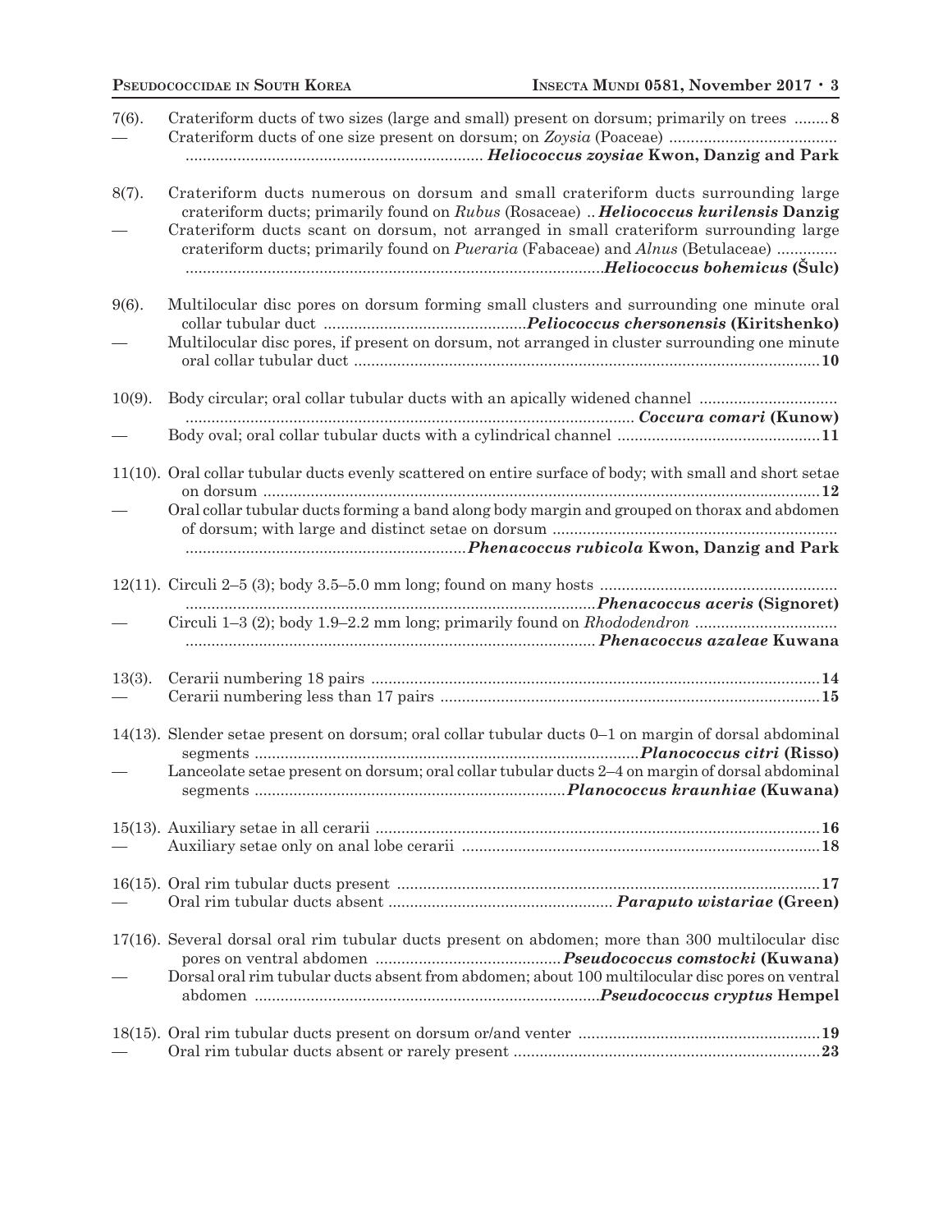7(6). Crateriform ducts of two sizes (large and small) present on dorsum; primarily on trees ........ **8**

— Crateriform ducts of one size present on dorsum; on *Zoysia* (Poaceae) ....................................... ..................................................................... ***Heliococcus zoysiae* Kwon, Danzig and Park**

8(7). Crateriform ducts numerous on dorsum and small crateriform ducts surrounding large crateriform ducts; primarily found on *Rubus* (Rosaceae) .. ***Heliococcus kurilensis* Danzig**

— Crateriform ducts scant on dorsum, not arranged in small crateriform surrounding large crateriform ducts; primarily found on *Pueraria* (Fabaceae) and *Alnus* (Betulaceae) .............. ................................................................................................***Heliococcus bohemicus* (Šulc)**

9(6). Multilocular disc pores on dorsum forming small clusters and surrounding one minute oral collar tubular duct ...............................................***Peliococcus chersonensis* (Kiritshenko)**

— Multilocular disc pores, if present on dorsum, not arranged in cluster surrounding one minute oral collar tubular duct ........................................................................................................... **10**

10(9). Body circular; oral collar tubular ducts with an apically widened channel ................................ ........................................................................................................ ***Coccura comari* (Kunow)**

— Body oval; oral collar tubular ducts with a cylindrical channel ............................................... **11**

11(10). Oral collar tubular ducts evenly scattered on entire surface of body; with small and short setae on dorsum ................................................................................................................................ **12**

— Oral collar tubular ducts forming a band along body margin and grouped on thorax and abdomen of dorsum; with large and distinct setae on dorsum ................................................................. .................................................................***Phenacoccus rubicola* Kwon, Danzig and Park**

12(11). Circuli 2–5 (3); body 3.5–5.0 mm long; found on many hosts ...................................................... ...............................................................................................***Phenacoccus aceris* (Signoret)**

— Circuli 1–3 (2); body 1.9–2.2 mm long; primarily found on *Rhododendron* ................................. ............................................................................................... ***Phenacoccus azaleae* Kuwana**

13(3). Cerarii numbering 18 pairs ........................................................................................................ **14**

— Cerarii numbering less than 17 pairs ....................................................................................... **15**

14(13). Slender setae present on dorsum; oral collar tubular ducts 0–1 on margin of dorsal abdominal segments ..........................................................................................***Planococcus citri* (Risso)**

— Lanceolate setae present on dorsum; oral collar tubular ducts 2–4 on margin of dorsal abdominal segments .........................................................................***Planococcus kraunhiae* (Kuwana)**

15(13). Auxiliary setae in all cerarii ....................................................................................................... **16**

— Auxiliary setae only on anal lobe cerarii .................................................................................. **18**

16(15). Oral rim tubular ducts present ................................................................................................. **17**

— Oral rim tubular ducts absent .................................................... ***Paraputo wistariae* (Green)**

17(16). Several dorsal oral rim tubular ducts present on abdomen; more than 300 multilocular disc pores on ventral abdomen ...........................................***Pseudococcus comstocki* (Kuwana)**

— Dorsal oral rim tubular ducts absent from abdomen; about 100 multilocular disc pores on ventral abdomen ................................................................................***Pseudococcus cryptus* Hempel**

18(15). Oral rim tubular ducts present on dorsum or/and venter ........................................................ **19**

— Oral rim tubular ducts absent or rarely present ....................................................................... **23**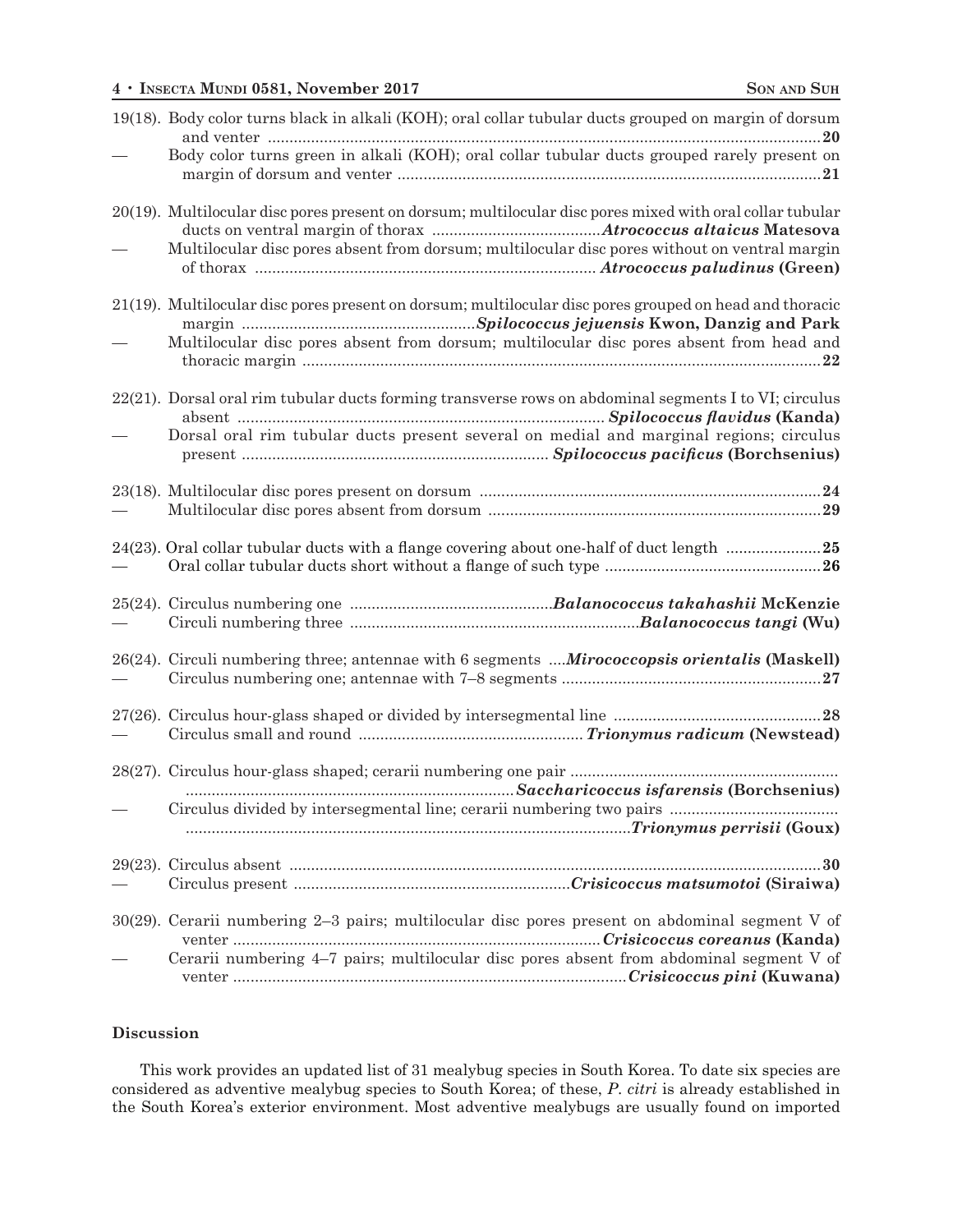19(18). Body color turns black in alkali (KOH); oral collar tubular ducts grouped on margin of dorsum and venter ............................................................................................................................. **20**

— Body color turns green in alkali (KOH); oral collar tubular ducts grouped rarely present on margin of dorsum and venter ................................................................................................. **21**

20(19). Multilocular disc pores present on dorsum; multilocular disc pores mixed with oral collar tubular ducts on ventral margin of thorax ....................................... ***Atrococcus altaicus*** **Matesova**

— Multilocular disc pores absent from dorsum; multilocular disc pores without on ventral margin of thorax ............................................................................... ***Atrococcus paludinus*** **(Green)**

21(19). Multilocular disc pores present on dorsum; multilocular disc pores grouped on head and thoracic margin ...................................................... ***Spilococcus jejuensis*** **Kwon, Danzig and Park**

— Multilocular disc pores absent from dorsum; multilocular disc pores absent from head and thoracic margin ....................................................................................................................... **22**

22(21). Dorsal oral rim tubular ducts forming transverse rows on abdominal segments I to VI; circulus absent ..................................................................................... ***Spilococcus flavidus*** **(Kanda)**

— Dorsal oral rim tubular ducts present several on medial and marginal regions; circulus present ...................................................................... ***Spilococcus pacificus*** **(Borchsenius)**

23(18). Multilocular disc pores present on dorsum .............................................................................. **24**

— Multilocular disc pores absent from dorsum ............................................................................ **29**

24(23). Oral collar tubular ducts with a flange covering about one-half of duct length ...................... **25**

— Oral collar tubular ducts short without a flange of such type .................................................. **26**

25(24). Circulus numbering one ............................................... ***Balanococcus takahashii*** **McKenzie**

— Circuli numbering three .................................................................. ***Balanococcus tangi*** **(Wu)**

26(24). Circuli numbering three; antennae with 6 segments .... ***Mirococcopsis orientalis*** **(Maskell)**

— Circulus numbering one; antennae with 7–8 segments ........................................................... **27**

27(26). Circulus hour-glass shaped or divided by intersegmental line ................................................ **28**

— Circulus small and round .................................................... ***Trionymus radicum*** **(Newstead)**

28(27). Circulus hour-glass shaped; cerarii numbering one pair .............................................................. ........................................................................... ***Saccharicoccus isfarensis*** **(Borchsenius)**

— Circulus divided by intersegmental line; cerarii numbering two pairs ....................................... ...................................................................................................... ***Trionymus perrisii*** **(Goux)**

29(23). Circulus absent .......................................................................................................................... **30**

— Circulus present ............................................................... ***Crisicoccus matsumotoi*** **(Siraiwa)**

30(29). Cerarii numbering 2–3 pairs; multilocular disc pores present on abdominal segment V of venter ..................................................................................... ***Crisicoccus coreanus*** **(Kanda)**

— Cerarii numbering 4–7 pairs; multilocular disc pores absent from abdominal segment V of venter .......................................................................................... ***Crisicoccus pini*** **(Kuwana)**

## Discussion

This work provides an updated list of 31 mealybug species in South Korea. To date six species are considered as adventive mealybug species to South Korea; of these, *P. citri* is already established in the South Korea's exterior environment. Most adventive mealybugs are usually found on imported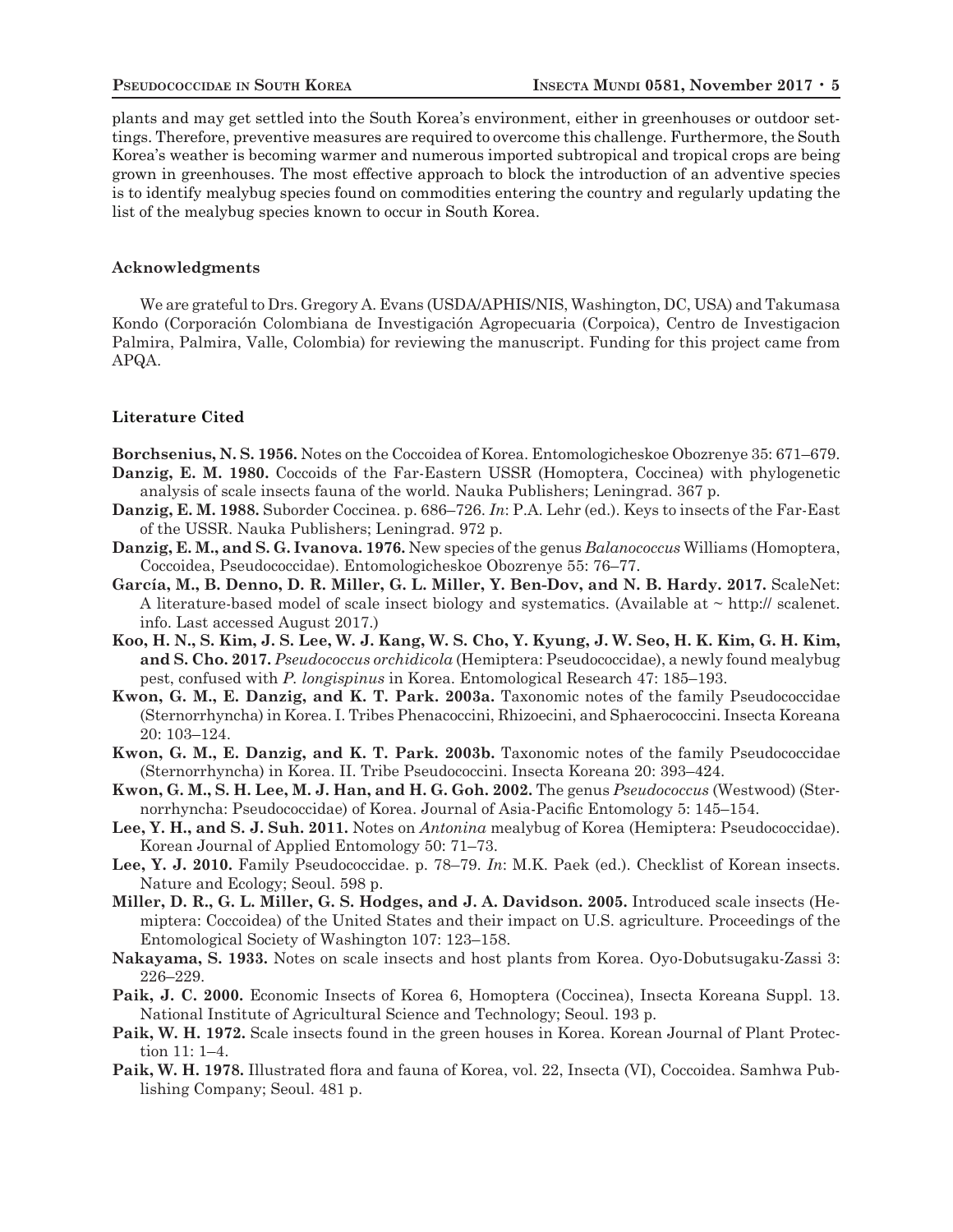plants and may get settled into the South Korea's environment, either in greenhouses or outdoor settings. Therefore, preventive measures are required to overcome this challenge. Furthermore, the South Korea's weather is becoming warmer and numerous imported subtropical and tropical crops are being grown in greenhouses. The most effective approach to block the introduction of an adventive species is to identify mealybug species found on commodities entering the country and regularly updating the list of the mealybug species known to occur in South Korea.

## Acknowledgments

We are grateful to Drs. Gregory A. Evans (USDA/APHIS/NIS, Washington, DC, USA) and Takumasa Kondo (Corporación Colombiana de Investigación Agropecuaria (Corpoica), Centro de Investigacion Palmira, Palmira, Valle, Colombia) for reviewing the manuscript. Funding for this project came from APQA.

## Literature Cited

**Borchsenius, N. S. 1956.** Notes on the Coccoidea of Korea. Entomologicheskoe Obozrenye 35: 671–679.

**Danzig, E. M. 1980.** Coccoids of the Far-Eastern USSR (Homoptera, Coccinea) with phylogenetic analysis of scale insects fauna of the world. Nauka Publishers; Leningrad. 367 p.

**Danzig, E. M. 1988.** Suborder Coccinea. p. 686–726. *In*: P.A. Lehr (ed.). Keys to insects of the Far-East of the USSR. Nauka Publishers; Leningrad. 972 p.

**Danzig, E. M., and S. G. Ivanova. 1976.** New species of the genus *Balanococcus* Williams (Homoptera, Coccoidea, Pseudococcidae). Entomologicheskoe Obozrenye 55: 76–77.

**García, M., B. Denno, D. R. Miller, G. L. Miller, Y. Ben-Dov, and N. B. Hardy. 2017.** ScaleNet: A literature-based model of scale insect biology and systematics. (Available at ~ http:// scalenet. info. Last accessed August 2017.)

**Koo, H. N., S. Kim, J. S. Lee, W. J. Kang, W. S. Cho, Y. Kyung, J. W. Seo, H. K. Kim, G. H. Kim, and S. Cho. 2017.** *Pseudococcus orchidicola* (Hemiptera: Pseudococcidae), a newly found mealybug pest, confused with *P. longispinus* in Korea. Entomological Research 47: 185–193.

**Kwon, G. M., E. Danzig, and K. T. Park. 2003a.** Taxonomic notes of the family Pseudococcidae (Sternorrhyncha) in Korea. I. Tribes Phenacoccini, Rhizoecini, and Sphaerococcini. Insecta Koreana 20: 103–124.

**Kwon, G. M., E. Danzig, and K. T. Park. 2003b.** Taxonomic notes of the family Pseudococcidae (Sternorrhyncha) in Korea. II. Tribe Pseudococcini. Insecta Koreana 20: 393–424.

**Kwon, G. M., S. H. Lee, M. J. Han, and H. G. Goh. 2002.** The genus *Pseudococcus* (Westwood) (Sternorrhyncha: Pseudococcidae) of Korea. Journal of Asia-Pacific Entomology 5: 145–154.

**Lee, Y. H., and S. J. Suh. 2011.** Notes on *Antonina* mealybug of Korea (Hemiptera: Pseudococcidae). Korean Journal of Applied Entomology 50: 71–73.

**Lee, Y. J. 2010.** Family Pseudococcidae. p. 78–79. *In*: M.K. Paek (ed.). Checklist of Korean insects. Nature and Ecology; Seoul. 598 p.

**Miller, D. R., G. L. Miller, G. S. Hodges, and J. A. Davidson. 2005.** Introduced scale insects (Hemiptera: Coccoidea) of the United States and their impact on U.S. agriculture. Proceedings of the Entomological Society of Washington 107: 123–158.

**Nakayama, S. 1933.** Notes on scale insects and host plants from Korea. Oyo-Dobutsugaku-Zassi 3: 226–229.

**Paik, J. C. 2000.** Economic Insects of Korea 6, Homoptera (Coccinea), Insecta Koreana Suppl. 13. National Institute of Agricultural Science and Technology; Seoul. 193 p.

**Paik, W. H. 1972.** Scale insects found in the green houses in Korea. Korean Journal of Plant Protection 11: 1–4.

**Paik, W. H. 1978.** Illustrated flora and fauna of Korea, vol. 22, Insecta (VI), Coccoidea. Samhwa Publishing Company; Seoul. 481 p.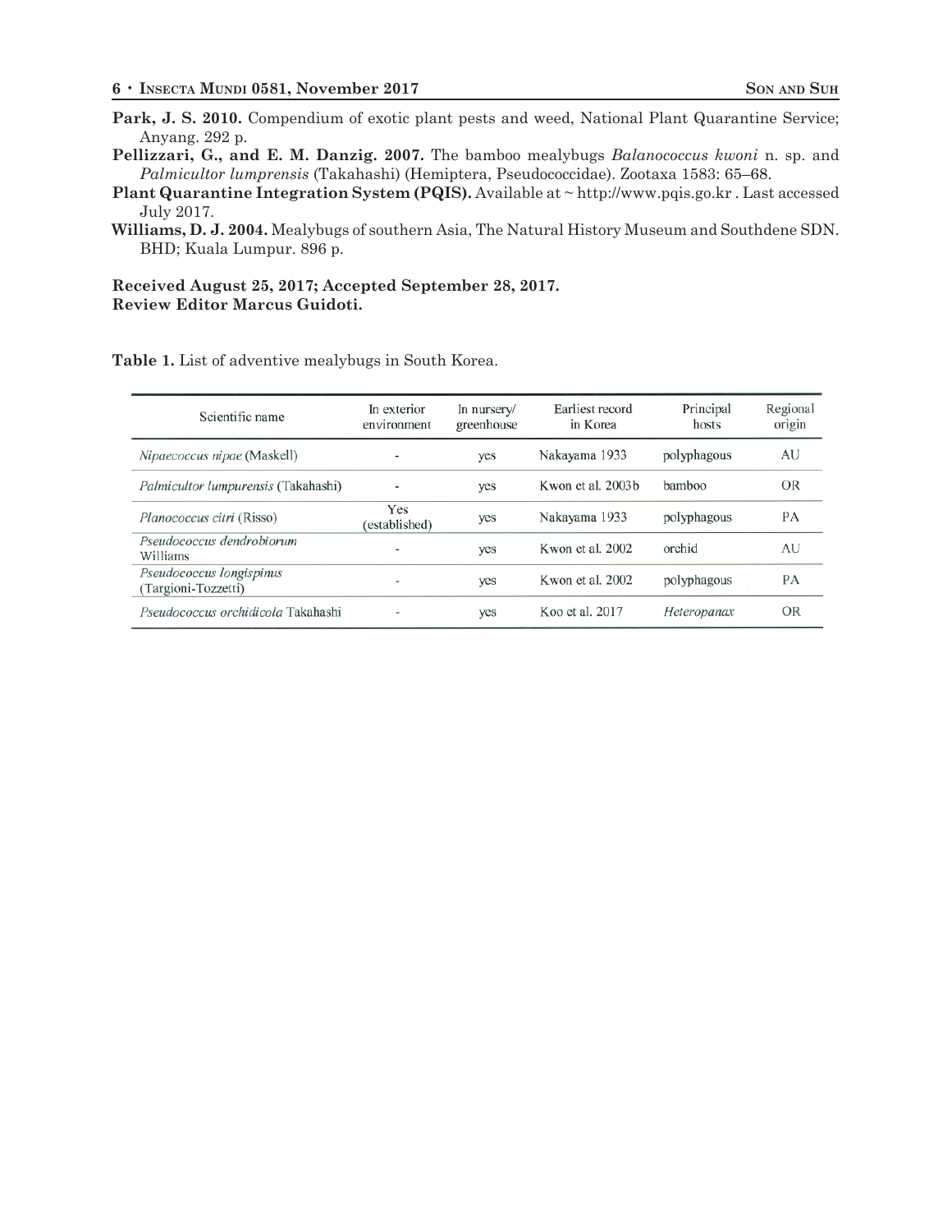**Park, J. S. 2010.** Compendium of exotic plant pests and weed, National Plant Quarantine Service; Anyang. 292 p.

**Pellizzari, G., and E. M. Danzig. 2007.** The bamboo mealybugs *Balanococcus kwoni* n. sp. and *Palmicultor lumprensis* (Takahashi) (Hemiptera, Pseudococcidae). Zootaxa 1583: 65–68.

**Plant Quarantine Integration System (PQIS).** Available at ~ http://www.pqis.go.kr . Last accessed July 2017.

**Williams, D. J. 2004.** Mealybugs of southern Asia, The Natural History Museum and Southdene SDN. BHD; Kuala Lumpur. 896 p.

**Received August 25, 2017; Accepted September 28, 2017.**
**Review Editor Marcus Guidoti.**

**Table 1.** List of adventive mealybugs in South Korea.

| Scientific name | In exterior environment | In nursery/ greenhouse | Earliest record in Korea | Principal hosts | Regional origin |
|---|---|---|---|---|---|
| *Nipaecoccus nipae* (Maskell) | - | yes | Nakayama 1933 | polyphagous | AU |
| *Palmicultor lumpurensis* (Takahashi) | - | yes | Kwon et al. 2003b | bamboo | OR |
| *Planococcus citri* (Risso) | Yes (established) | yes | Nakayama 1933 | polyphagous | PA |
| *Pseudococcus dendrobiorum* Williams | - | yes | Kwon et al. 2002 | orchid | AU |
| *Pseudococcus longispinus* (Targioni-Tozzetti) | - | yes | Kwon et al. 2002 | polyphagous | PA |
| *Pseudococcus orchidicola* Takahashi | - | yes | Koo et al. 2017 | *Heteropanax* | OR |